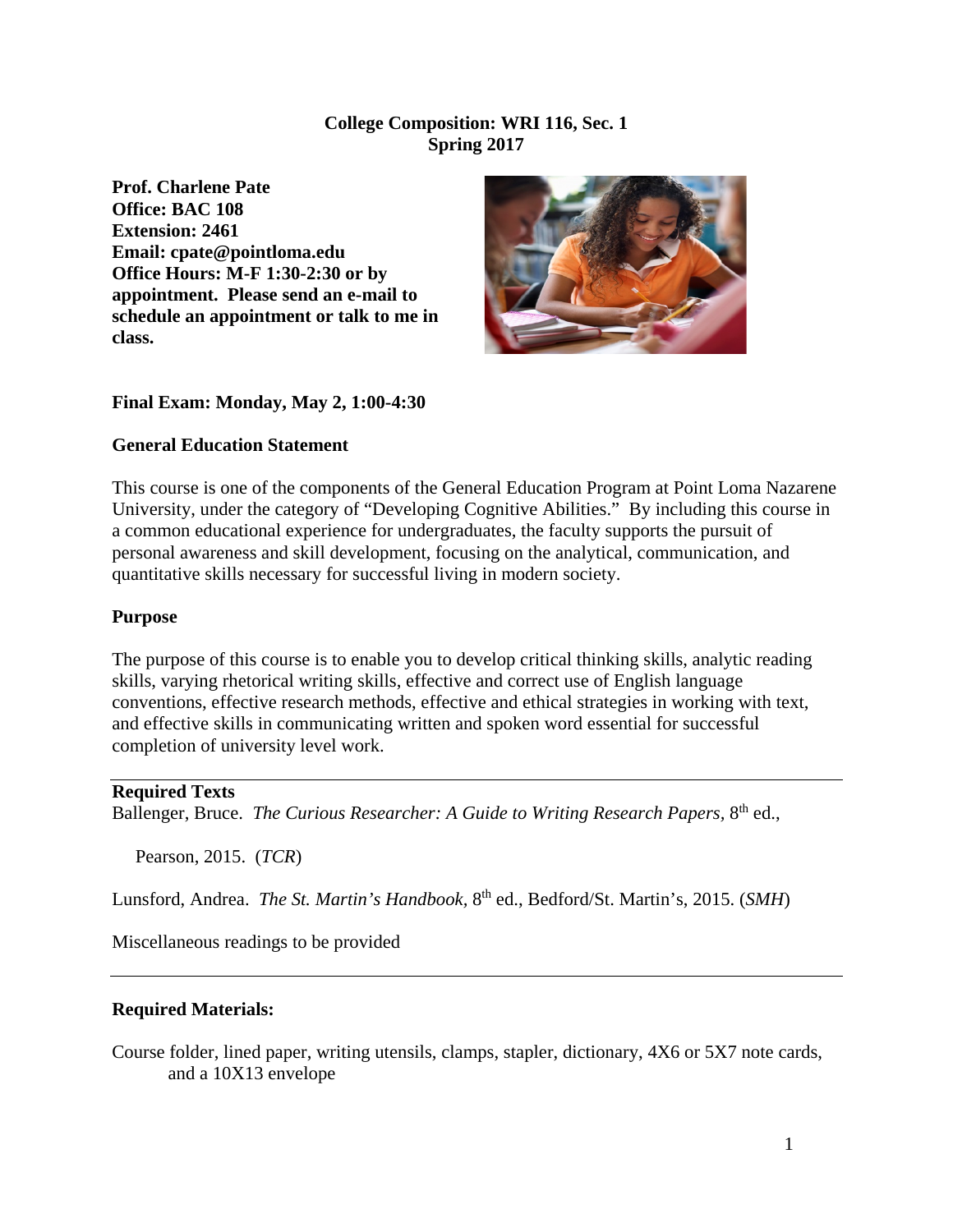**College Composition: WRI 116, Sec. 1**
**Spring 2017**

**Prof. Charlene Pate**
**Office: BAC 108**
**Extension: 2461**
**Email: cpate@pointloma.edu**
**Office Hours: M-F 1:30-2:30 or by appointment. Please send an e-mail to schedule an appointment or talk to me in class.**

**Final Exam: Monday, May 2, 1:00-4:30**

**General Education Statement**

This course is one of the components of the General Education Program at Point Loma Nazarene University, under the category of "Developing Cognitive Abilities." By including this course in a common educational experience for undergraduates, the faculty supports the pursuit of personal awareness and skill development, focusing on the analytical, communication, and quantitative skills necessary for successful living in modern society.

**Purpose**

The purpose of this course is to enable you to develop critical thinking skills, analytic reading skills, varying rhetorical writing skills, effective and correct use of English language conventions, effective research methods, effective and ethical strategies in working with text, and effective skills in communicating written and spoken word essential for successful completion of university level work.

---

**Required Texts**

Ballenger, Bruce. *The Curious Researcher: A Guide to Writing Research Papers*, 8th ed., Pearson, 2015. (*TCR*)

Lunsford, Andrea. *The St. Martin's Handbook*, 8th ed., Bedford/St. Martin's, 2015. (*SMH*)

Miscellaneous readings to be provided

---

**Required Materials:**

Course folder, lined paper, writing utensils, clamps, stapler, dictionary, 4X6 or 5X7 note cards, and a 10X13 envelope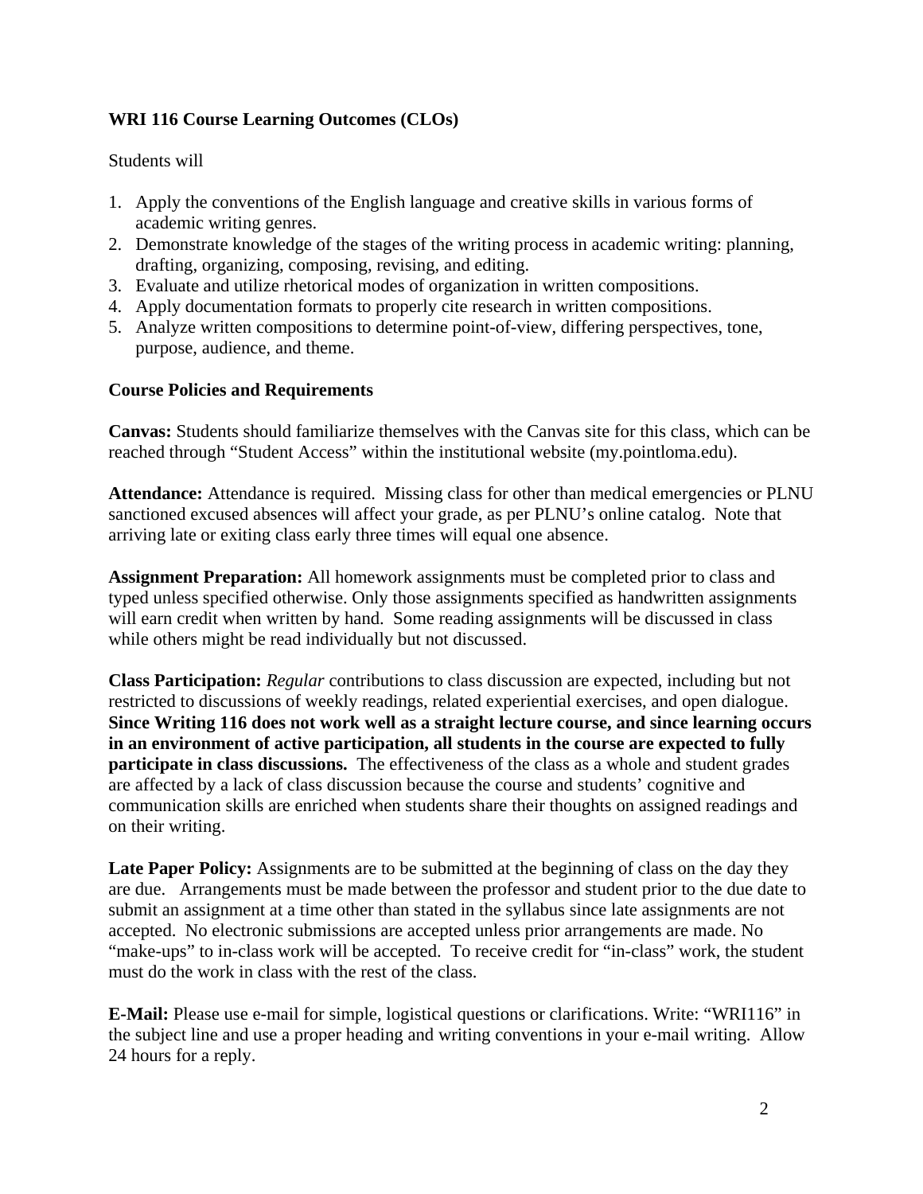**WRI 116 Course Learning Outcomes (CLOs)**

Students will

1. Apply the conventions of the English language and creative skills in various forms of academic writing genres.
2. Demonstrate knowledge of the stages of the writing process in academic writing: planning, drafting, organizing, composing, revising, and editing.
3. Evaluate and utilize rhetorical modes of organization in written compositions.
4. Apply documentation formats to properly cite research in written compositions.
5. Analyze written compositions to determine point-of-view, differing perspectives, tone, purpose, audience, and theme.

**Course Policies and Requirements**

**Canvas:** Students should familiarize themselves with the Canvas site for this class, which can be reached through "Student Access" within the institutional website (my.pointloma.edu).

**Attendance:** Attendance is required. Missing class for other than medical emergencies or PLNU sanctioned excused absences will affect your grade, as per PLNU's online catalog. Note that arriving late or exiting class early three times will equal one absence.

**Assignment Preparation:** All homework assignments must be completed prior to class and typed unless specified otherwise. Only those assignments specified as handwritten assignments will earn credit when written by hand. Some reading assignments will be discussed in class while others might be read individually but not discussed.

**Class Participation:** *Regular* contributions to class discussion are expected, including but not restricted to discussions of weekly readings, related experiential exercises, and open dialogue. **Since Writing 116 does not work well as a straight lecture course, and since learning occurs in an environment of active participation, all students in the course are expected to fully participate in class discussions.** The effectiveness of the class as a whole and student grades are affected by a lack of class discussion because the course and students' cognitive and communication skills are enriched when students share their thoughts on assigned readings and on their writing.

**Late Paper Policy:** Assignments are to be submitted at the beginning of class on the day they are due. Arrangements must be made between the professor and student prior to the due date to submit an assignment at a time other than stated in the syllabus since late assignments are not accepted. No electronic submissions are accepted unless prior arrangements are made. No "make-ups" to in-class work will be accepted. To receive credit for "in-class" work, the student must do the work in class with the rest of the class.

**E-Mail:** Please use e-mail for simple, logistical questions or clarifications. Write: "WRI116" in the subject line and use a proper heading and writing conventions in your e-mail writing. Allow 24 hours for a reply.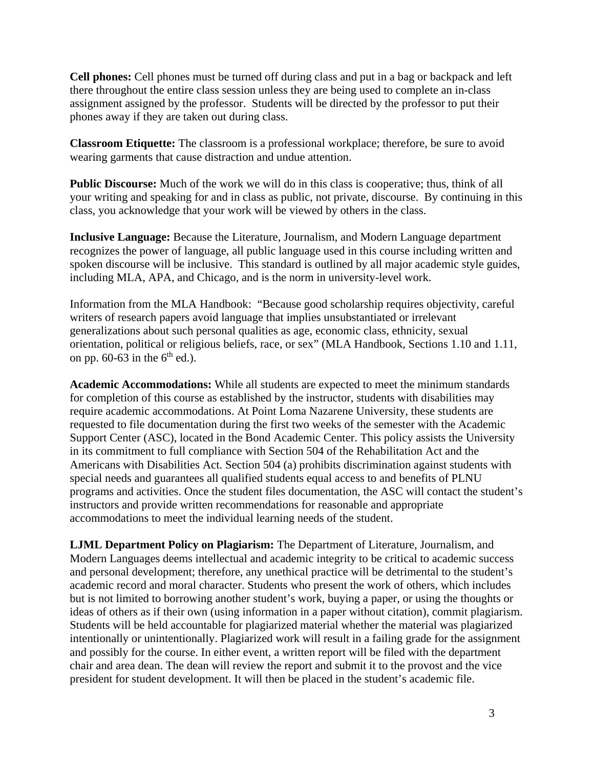**Cell phones:** Cell phones must be turned off during class and put in a bag or backpack and left there throughout the entire class session unless they are being used to complete an in-class assignment assigned by the professor. Students will be directed by the professor to put their phones away if they are taken out during class.

**Classroom Etiquette:** The classroom is a professional workplace; therefore, be sure to avoid wearing garments that cause distraction and undue attention.

**Public Discourse:** Much of the work we will do in this class is cooperative; thus, think of all your writing and speaking for and in class as public, not private, discourse. By continuing in this class, you acknowledge that your work will be viewed by others in the class.

**Inclusive Language:** Because the Literature, Journalism, and Modern Language department recognizes the power of language, all public language used in this course including written and spoken discourse will be inclusive. This standard is outlined by all major academic style guides, including MLA, APA, and Chicago, and is the norm in university-level work.

Information from the MLA Handbook: "Because good scholarship requires objectivity, careful writers of research papers avoid language that implies unsubstantiated or irrelevant generalizations about such personal qualities as age, economic class, ethnicity, sexual orientation, political or religious beliefs, race, or sex" (MLA Handbook, Sections 1.10 and 1.11, on pp. 60-63 in the 6th ed.).

**Academic Accommodations:** While all students are expected to meet the minimum standards for completion of this course as established by the instructor, students with disabilities may require academic accommodations. At Point Loma Nazarene University, these students are requested to file documentation during the first two weeks of the semester with the Academic Support Center (ASC), located in the Bond Academic Center. This policy assists the University in its commitment to full compliance with Section 504 of the Rehabilitation Act and the Americans with Disabilities Act. Section 504 (a) prohibits discrimination against students with special needs and guarantees all qualified students equal access to and benefits of PLNU programs and activities. Once the student files documentation, the ASC will contact the student's instructors and provide written recommendations for reasonable and appropriate accommodations to meet the individual learning needs of the student.

**LJML Department Policy on Plagiarism:** The Department of Literature, Journalism, and Modern Languages deems intellectual and academic integrity to be critical to academic success and personal development; therefore, any unethical practice will be detrimental to the student's academic record and moral character. Students who present the work of others, which includes but is not limited to borrowing another student's work, buying a paper, or using the thoughts or ideas of others as if their own (using information in a paper without citation), commit plagiarism. Students will be held accountable for plagiarized material whether the material was plagiarized intentionally or unintentionally. Plagiarized work will result in a failing grade for the assignment and possibly for the course. In either event, a written report will be filed with the department chair and area dean. The dean will review the report and submit it to the provost and the vice president for student development. It will then be placed in the student's academic file.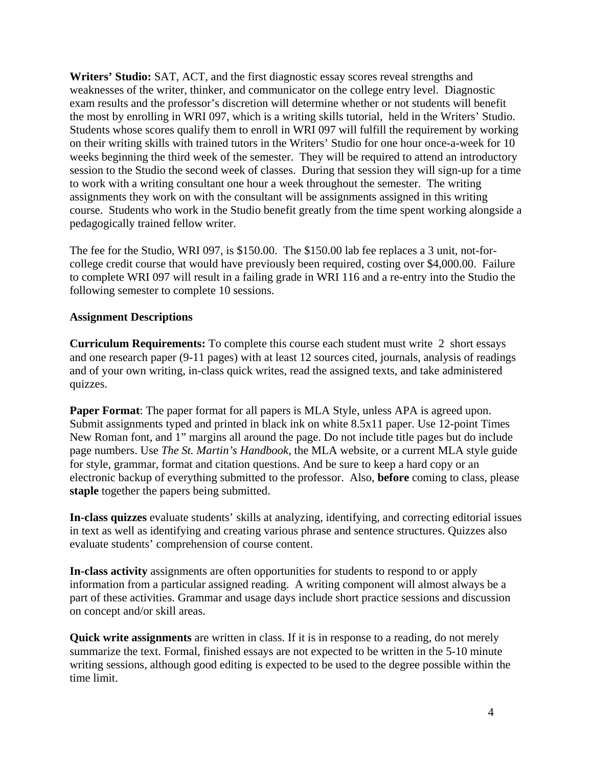**Writers' Studio:** SAT, ACT, and the first diagnostic essay scores reveal strengths and weaknesses of the writer, thinker, and communicator on the college entry level. Diagnostic exam results and the professor's discretion will determine whether or not students will benefit the most by enrolling in WRI 097, which is a writing skills tutorial, held in the Writers' Studio. Students whose scores qualify them to enroll in WRI 097 will fulfill the requirement by working on their writing skills with trained tutors in the Writers' Studio for one hour once-a-week for 10 weeks beginning the third week of the semester. They will be required to attend an introductory session to the Studio the second week of classes. During that session they will sign-up for a time to work with a writing consultant one hour a week throughout the semester. The writing assignments they work on with the consultant will be assignments assigned in this writing course. Students who work in the Studio benefit greatly from the time spent working alongside a pedagogically trained fellow writer.

The fee for the Studio, WRI 097, is $150.00. The $150.00 lab fee replaces a 3 unit, not-for-college credit course that would have previously been required, costing over $4,000.00. Failure to complete WRI 097 will result in a failing grade in WRI 116 and a re-entry into the Studio the following semester to complete 10 sessions.

**Assignment Descriptions**

**Curriculum Requirements:** To complete this course each student must write 2 short essays and one research paper (9-11 pages) with at least 12 sources cited, journals, analysis of readings and of your own writing, in-class quick writes, read the assigned texts, and take administered quizzes.

**Paper Format**: The paper format for all papers is MLA Style, unless APA is agreed upon. Submit assignments typed and printed in black ink on white 8.5x11 paper. Use 12-point Times New Roman font, and 1" margins all around the page. Do not include title pages but do include page numbers. Use *The St. Martin's Handbook*, the MLA website, or a current MLA style guide for style, grammar, format and citation questions. And be sure to keep a hard copy or an electronic backup of everything submitted to the professor. Also, **before** coming to class, please **staple** together the papers being submitted.

**In-class quizzes** evaluate students' skills at analyzing, identifying, and correcting editorial issues in text as well as identifying and creating various phrase and sentence structures. Quizzes also evaluate students' comprehension of course content.

**In-class activity** assignments are often opportunities for students to respond to or apply information from a particular assigned reading. A writing component will almost always be a part of these activities. Grammar and usage days include short practice sessions and discussion on concept and/or skill areas.

**Quick write assignments** are written in class. If it is in response to a reading, do not merely summarize the text. Formal, finished essays are not expected to be written in the 5-10 minute writing sessions, although good editing is expected to be used to the degree possible within the time limit.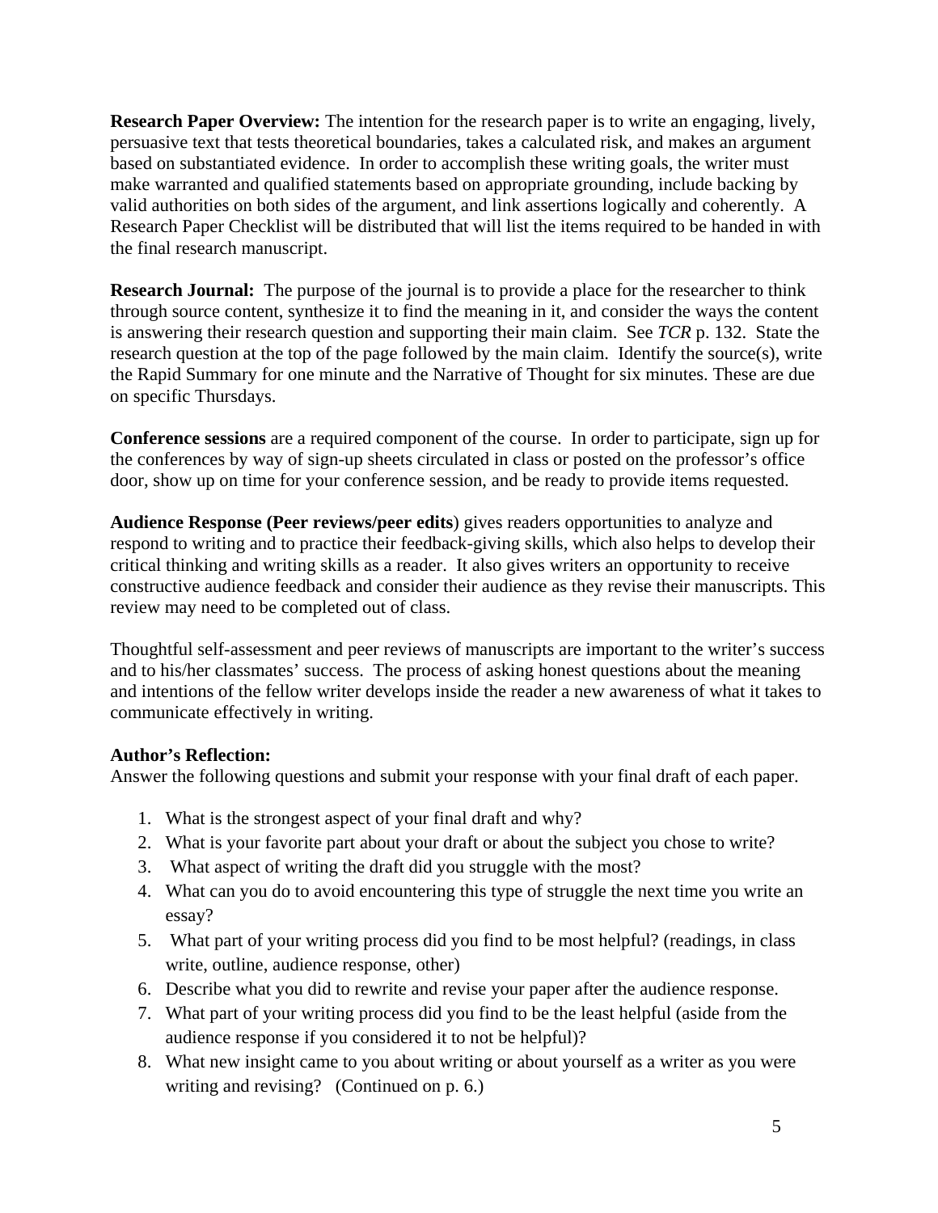**Research Paper Overview:** The intention for the research paper is to write an engaging, lively, persuasive text that tests theoretical boundaries, takes a calculated risk, and makes an argument based on substantiated evidence. In order to accomplish these writing goals, the writer must make warranted and qualified statements based on appropriate grounding, include backing by valid authorities on both sides of the argument, and link assertions logically and coherently. A Research Paper Checklist will be distributed that will list the items required to be handed in with the final research manuscript.

**Research Journal:** The purpose of the journal is to provide a place for the researcher to think through source content, synthesize it to find the meaning in it, and consider the ways the content is answering their research question and supporting their main claim. See *TCR* p. 132. State the research question at the top of the page followed by the main claim. Identify the source(s), write the Rapid Summary for one minute and the Narrative of Thought for six minutes. These are due on specific Thursdays.

**Conference sessions** are a required component of the course. In order to participate, sign up for the conferences by way of sign-up sheets circulated in class or posted on the professor's office door, show up on time for your conference session, and be ready to provide items requested.

**Audience Response (Peer reviews/peer edits**) gives readers opportunities to analyze and respond to writing and to practice their feedback-giving skills, which also helps to develop their critical thinking and writing skills as a reader. It also gives writers an opportunity to receive constructive audience feedback and consider their audience as they revise their manuscripts. This review may need to be completed out of class.

Thoughtful self-assessment and peer reviews of manuscripts are important to the writer's success and to his/her classmates' success. The process of asking honest questions about the meaning and intentions of the fellow writer develops inside the reader a new awareness of what it takes to communicate effectively in writing.

**Author's Reflection:**
Answer the following questions and submit your response with your final draft of each paper.

1. What is the strongest aspect of your final draft and why?
2. What is your favorite part about your draft or about the subject you chose to write?
3. What aspect of writing the draft did you struggle with the most?
4. What can you do to avoid encountering this type of struggle the next time you write an essay?
5. What part of your writing process did you find to be most helpful? (readings, in class write, outline, audience response, other)
6. Describe what you did to rewrite and revise your paper after the audience response.
7. What part of your writing process did you find to be the least helpful (aside from the audience response if you considered it to not be helpful)?
8. What new insight came to you about writing or about yourself as a writer as you were writing and revising? (Continued on p. 6.)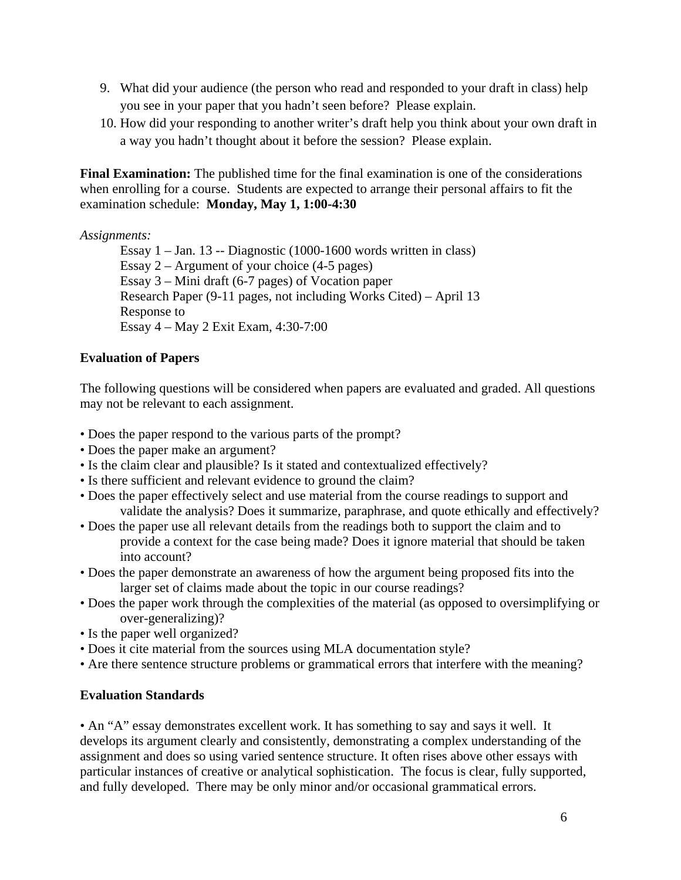9. What did your audience (the person who read and responded to your draft in class) help you see in your paper that you hadn't seen before? Please explain.
10. How did your responding to another writer's draft help you think about your own draft in a way you hadn't thought about it before the session? Please explain.

**Final Examination:** The published time for the final examination is one of the considerations when enrolling for a course. Students are expected to arrange their personal affairs to fit the examination schedule: **Monday, May 1, 1:00-4:30**

*Assignments:*

Essay 1 – Jan. 13 -- Diagnostic (1000-1600 words written in class)
Essay 2 – Argument of your choice (4-5 pages)
Essay 3 – Mini draft (6-7 pages) of Vocation paper
Research Paper (9-11 pages, not including Works Cited) – April 13
Response to
Essay 4 – May 2 Exit Exam, 4:30-7:00

## Evaluation of Papers

The following questions will be considered when papers are evaluated and graded. All questions may not be relevant to each assignment.

- Does the paper respond to the various parts of the prompt?
- Does the paper make an argument?
- Is the claim clear and plausible? Is it stated and contextualized effectively?
- Is there sufficient and relevant evidence to ground the claim?
- Does the paper effectively select and use material from the course readings to support and validate the analysis? Does it summarize, paraphrase, and quote ethically and effectively?
- Does the paper use all relevant details from the readings both to support the claim and to provide a context for the case being made? Does it ignore material that should be taken into account?
- Does the paper demonstrate an awareness of how the argument being proposed fits into the larger set of claims made about the topic in our course readings?
- Does the paper work through the complexities of the material (as opposed to oversimplifying or over-generalizing)?
- Is the paper well organized?
- Does it cite material from the sources using MLA documentation style?
- Are there sentence structure problems or grammatical errors that interfere with the meaning?

## Evaluation Standards

• An "A" essay demonstrates excellent work. It has something to say and says it well. It develops its argument clearly and consistently, demonstrating a complex understanding of the assignment and does so using varied sentence structure. It often rises above other essays with particular instances of creative or analytical sophistication. The focus is clear, fully supported, and fully developed. There may be only minor and/or occasional grammatical errors.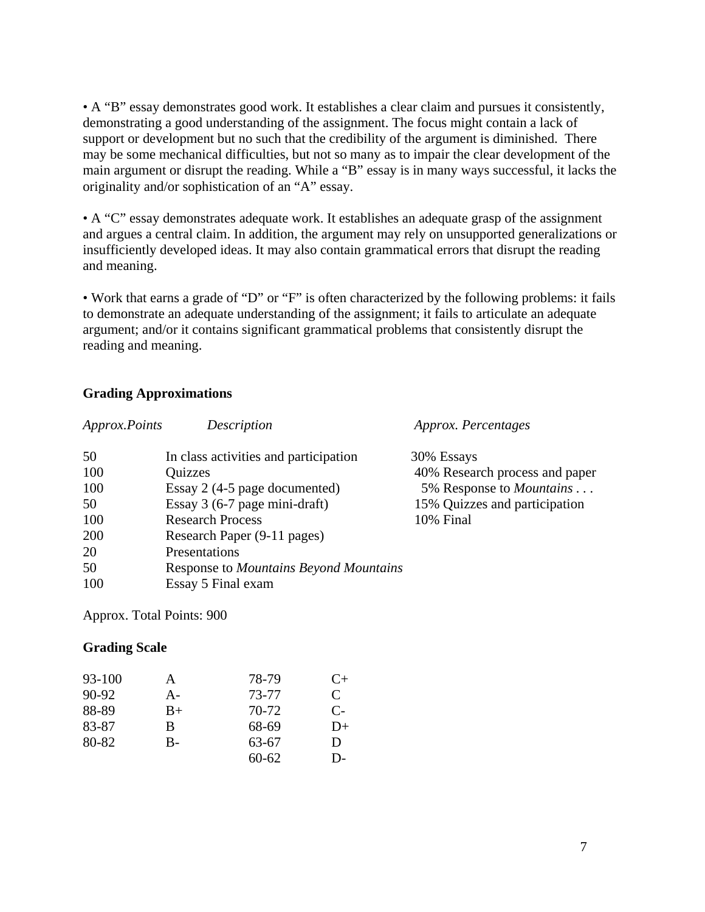• A "B" essay demonstrates good work. It establishes a clear claim and pursues it consistently, demonstrating a good understanding of the assignment. The focus might contain a lack of support or development but no such that the credibility of the argument is diminished. There may be some mechanical difficulties, but not so many as to impair the clear development of the main argument or disrupt the reading. While a "B" essay is in many ways successful, it lacks the originality and/or sophistication of an "A" essay.

• A "C" essay demonstrates adequate work. It establishes an adequate grasp of the assignment and argues a central claim. In addition, the argument may rely on unsupported generalizations or insufficiently developed ideas. It may also contain grammatical errors that disrupt the reading and meaning.

• Work that earns a grade of "D" or "F" is often characterized by the following problems: it fails to demonstrate an adequate understanding of the assignment; it fails to articulate an adequate argument; and/or it contains significant grammatical problems that consistently disrupt the reading and meaning.

**Grading Approximations**

| *Approx.Points* | *Description* | *Approx. Percentages* |
|---|---|---|
| 50 | In class activities and participation | 30% Essays |
| 100 | Quizzes | 40% Research process and paper |
| 100 | Essay 2 (4-5 page documented) | 5% Response to *Mountains . . .* |
| 50 | Essay 3 (6-7 page mini-draft) | 15% Quizzes and participation |
| 100 | Research Process | 10% Final |
| 200 | Research Paper (9-11 pages) | |
| 20 | Presentations | |
| 50 | Response to *Mountains Beyond Mountains* | |
| 100 | Essay 5 Final exam | |

Approx. Total Points: 900

**Grading Scale**

| | | | |
|---|---|---|---|
| 93-100 | A | 78-79 | C+ |
| 90-92 | A- | 73-77 | C |
| 88-89 | B+ | 70-72 | C- |
| 83-87 | B | 68-69 | D+ |
| 80-82 | B- | 63-67 | D |
| | | 60-62 | D- |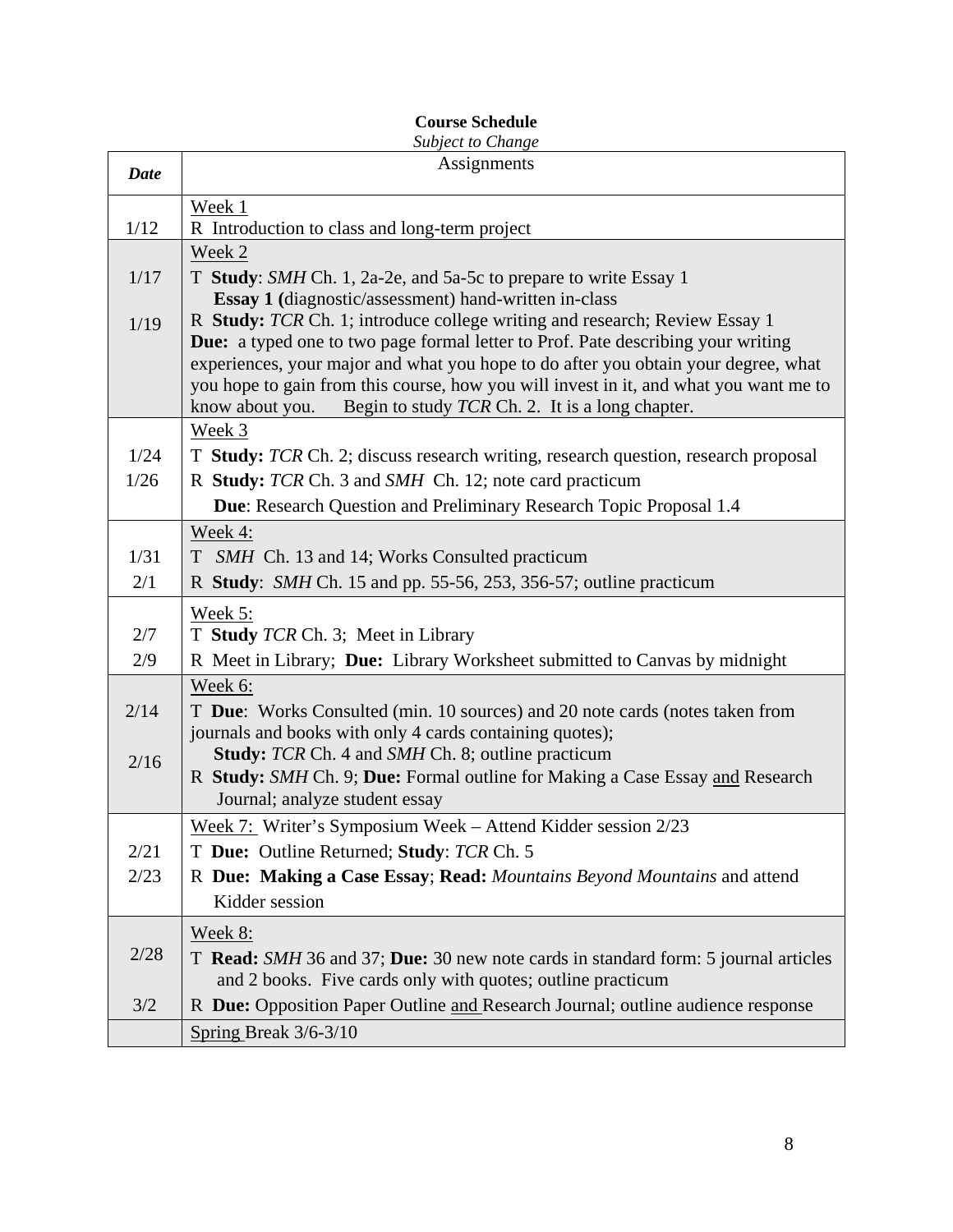**Course Schedule**

*Subject to Change*

| *Date* | Assignments |
|---|---|
| 1/12 | Week 1<br>R Introduction to class and long-term project |
| 1/17<br><br>1/19 | Week 2<br>T **Study**: *SMH* Ch. 1, 2a-2e, and 5a-5c to prepare to write Essay 1<br>**Essay 1 (**diagnostic/assessment) hand-written in-class<br>R **Study:** *TCR* Ch. 1; introduce college writing and research; Review Essay 1<br>**Due:** a typed one to two page formal letter to Prof. Pate describing your writing experiences, your major and what you hope to do after you obtain your degree, what you hope to gain from this course, how you will invest in it, and what you want me to know about you. Begin to study *TCR* Ch. 2. It is a long chapter. |
| 1/24<br>1/26 | Week 3<br>T **Study:** *TCR* Ch. 2; discuss research writing, research question, research proposal<br>R **Study:** *TCR* Ch. 3 and *SMH* Ch. 12; note card practicum<br>**Due**: Research Question and Preliminary Research Topic Proposal 1.4 |
| 1/31<br>2/1 | Week 4:<br>T *SMH* Ch. 13 and 14; Works Consulted practicum<br>R **Study**: *SMH* Ch. 15 and pp. 55-56, 253, 356-57; outline practicum |
| 2/7<br>2/9 | Week 5:<br>T **Study** *TCR* Ch. 3; Meet in Library<br>R Meet in Library; **Due:** Library Worksheet submitted to Canvas by midnight |
| 2/14<br><br>2/16 | Week 6:<br>T **Due**: Works Consulted (min. 10 sources) and 20 note cards (notes taken from journals and books with only 4 cards containing quotes);<br>**Study:** *TCR* Ch. 4 and *SMH* Ch. 8; outline practicum<br>R **Study:** *SMH* Ch. 9; **Due:** Formal outline for Making a Case Essay and Research Journal; analyze student essay |
| 2/21<br>2/23 | Week 7: Writer's Symposium Week – Attend Kidder session 2/23<br>T **Due:** Outline Returned; **Study**: *TCR* Ch. 5<br>R **Due: Making a Case Essay**; **Read:** *Mountains Beyond Mountains* and attend Kidder session |
| 2/28<br><br>3/2 | Week 8:<br>T **Read:** *SMH* 36 and 37; **Due:** 30 new note cards in standard form: 5 journal articles and 2 books. Five cards only with quotes; outline practicum<br>R **Due:** Opposition Paper Outline and Research Journal; outline audience response |
| | Spring Break 3/6-3/10 |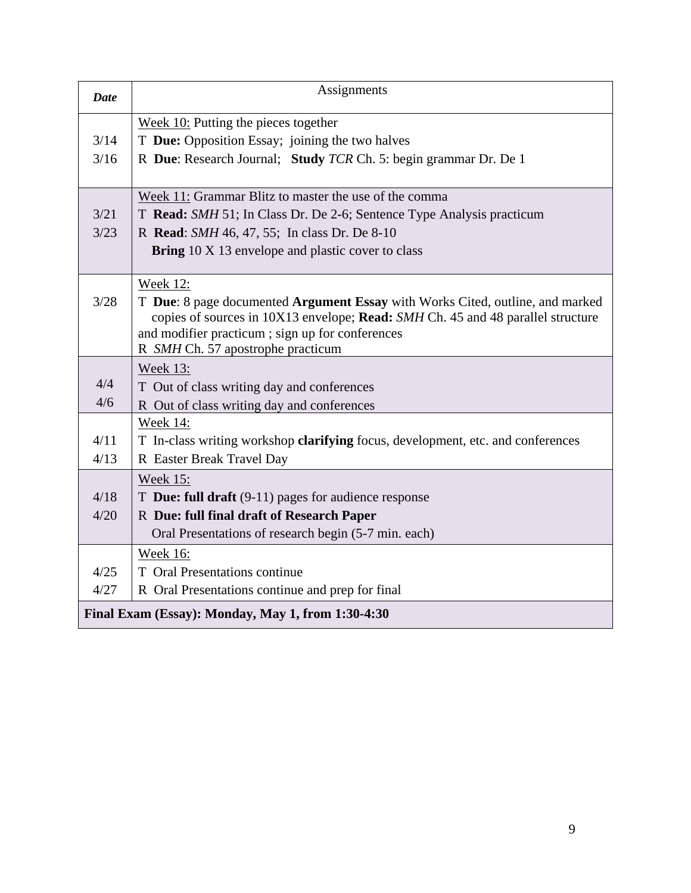| *Date* | Assignments |
|---|---|
| 3/14<br>3/16 | Week 10: Putting the pieces together<br>T **Due:** Opposition Essay; joining the two halves<br>R **Due**: Research Journal; **Study** *TCR* Ch. 5: begin grammar Dr. De 1 |
| 3/21<br>3/23 | Week 11: Grammar Blitz to master the use of the comma<br>T **Read:** *SMH* 51; In Class Dr. De 2-6; Sentence Type Analysis practicum<br>R **Read**: *SMH* 46, 47, 55; In class Dr. De 8-10<br>**Bring** 10 X 13 envelope and plastic cover to class |
| 3/28 | Week 12:<br>T **Due**: 8 page documented **Argument Essay** with Works Cited, outline, and marked copies of sources in 10X13 envelope; **Read:** *SMH* Ch. 45 and 48 parallel structure and modifier practicum ; sign up for conferences<br>R *SMH* Ch. 57 apostrophe practicum |
| 4/4<br>4/6 | Week 13:<br>T Out of class writing day and conferences<br>R Out of class writing day and conferences |
| 4/11<br>4/13 | Week 14:<br>T In-class writing workshop **clarifying** focus, development, etc. and conferences<br>R Easter Break Travel Day |
| 4/18<br>4/20 | Week 15:<br>T **Due: full draft** (9-11) pages for audience response<br>R **Due: full final draft of Research Paper**<br>Oral Presentations of research begin (5-7 min. each) |
| 4/25<br>4/27 | Week 16:<br>T Oral Presentations continue<br>R Oral Presentations continue and prep for final |
| **Final Exam (Essay): Monday, May 1, from 1:30-4:30** | |